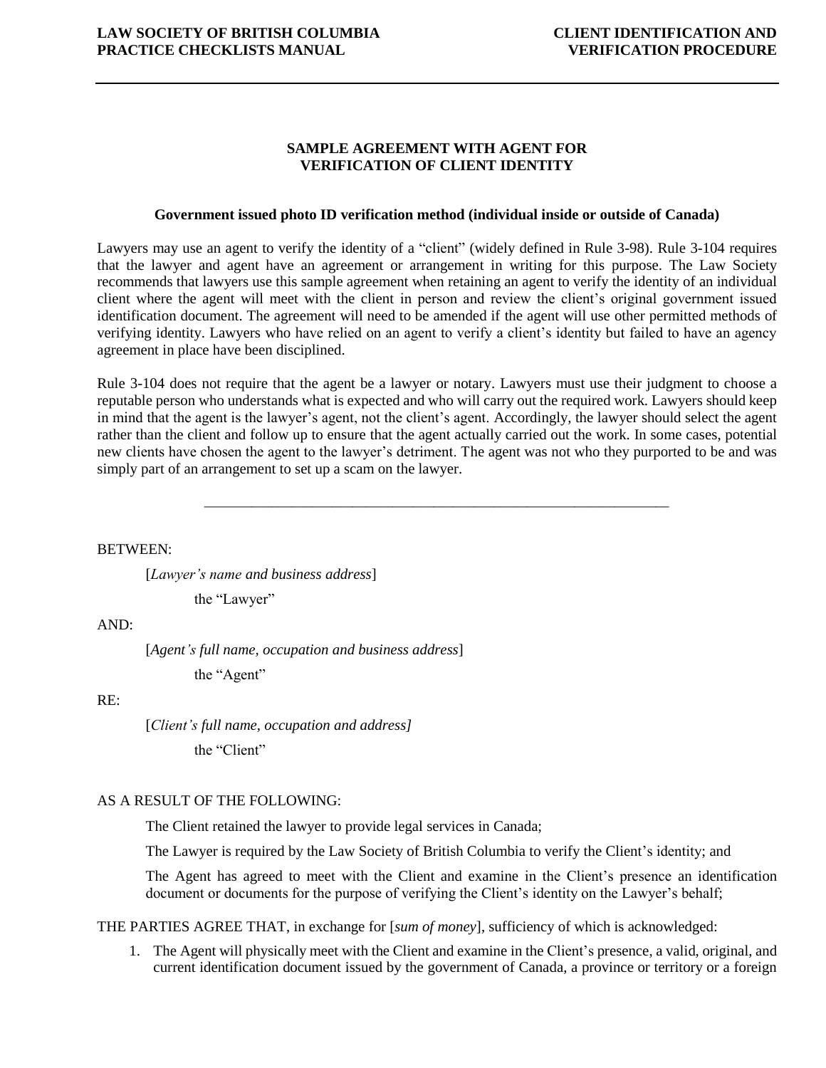## SAMPLE AGREEMENT WITH AGENT FOR VERIFICATION OF CLIENT IDENTITY

### Government issued photo ID verification method (individual inside or outside of Canada)

Lawyers may use an agent to verify the identity of a "client" (widely defined in Rule 3-98). Rule 3-104 requires that the lawyer and agent have an agreement or arrangement in writing for this purpose. The Law Society recommends that lawyers use this sample agreement when retaining an agent to verify the identity of an individual client where the agent will meet with the client in person and review the client's original government issued identification document. The agreement will need to be amended if the agent will use other permitted methods of verifying identity. Lawyers who have relied on an agent to verify a client's identity but failed to have an agency agreement in place have been disciplined.

Rule 3-104 does not require that the agent be a lawyer or notary. Lawyers must use their judgment to choose a reputable person who understands what is expected and who will carry out the required work. Lawyers should keep in mind that the agent is the lawyer's agent, not the client's agent. Accordingly, the lawyer should select the agent rather than the client and follow up to ensure that the agent actually carried out the work. In some cases, potential new clients have chosen the agent to the lawyer's detriment. The agent was not who they purported to be and was simply part of an arrangement to set up a scam on the lawyer.

---

BETWEEN:

[*Lawyer's name and business address*]

the "Lawyer"

AND:

[*Agent's full name, occupation and business address*]

the "Agent"

RE:

[*Client's full name, occupation and address]*

the "Client"

AS A RESULT OF THE FOLLOWING:

The Client retained the lawyer to provide legal services in Canada;

The Lawyer is required by the Law Society of British Columbia to verify the Client's identity; and

The Agent has agreed to meet with the Client and examine in the Client's presence an identification document or documents for the purpose of verifying the Client's identity on the Lawyer's behalf;

THE PARTIES AGREE THAT, in exchange for [*sum of money*], sufficiency of which is acknowledged:

1. The Agent will physically meet with the Client and examine in the Client's presence, a valid, original, and current identification document issued by the government of Canada, a province or territory or a foreign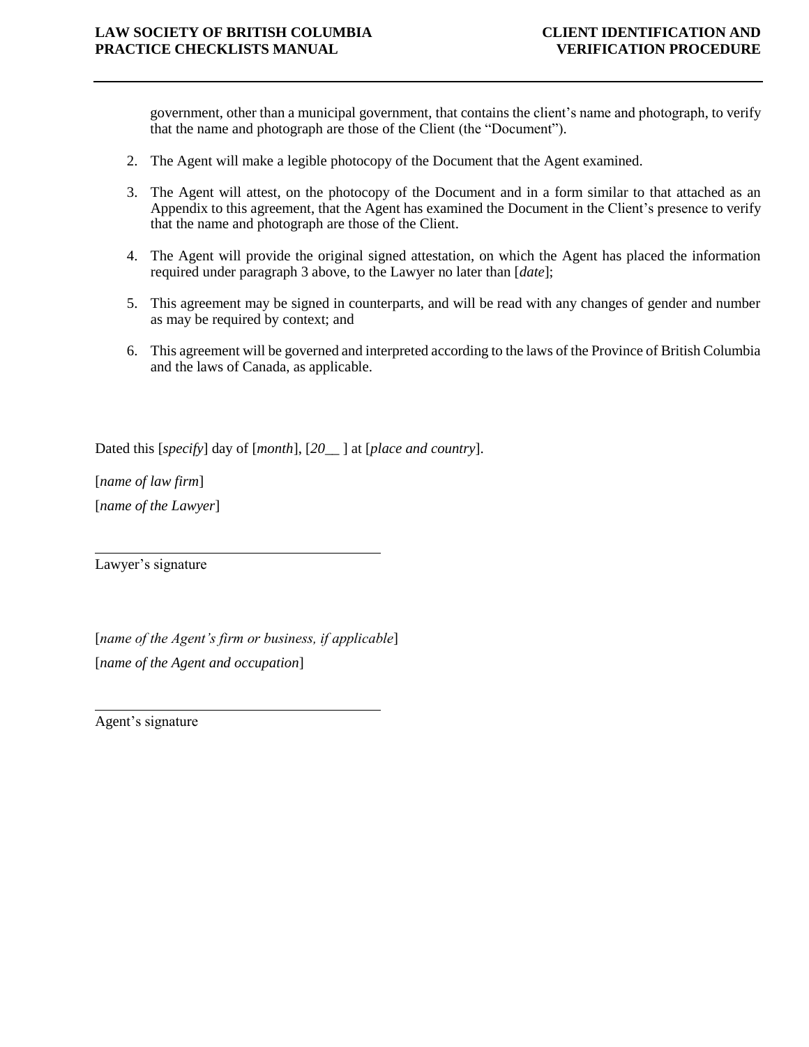government, other than a municipal government, that contains the client's name and photograph, to verify that the name and photograph are those of the Client (the "Document").

2. The Agent will make a legible photocopy of the Document that the Agent examined.

3. The Agent will attest, on the photocopy of the Document and in a form similar to that attached as an Appendix to this agreement, that the Agent has examined the Document in the Client's presence to verify that the name and photograph are those of the Client.

4. The Agent will provide the original signed attestation, on which the Agent has placed the information required under paragraph 3 above, to the Lawyer no later than [*date*];

5. This agreement may be signed in counterparts, and will be read with any changes of gender and number as may be required by context; and

6. This agreement will be governed and interpreted according to the laws of the Province of British Columbia and the laws of Canada, as applicable.

Dated this [*specify*] day of [*month*], [*20__* ] at [*place and country*].

[*name of law firm*]

[*name of the Lawyer*]

______________________________

Lawyer's signature

[*name of the Agent's firm or business, if applicable*]

[*name of the Agent and occupation*]

______________________________

Agent's signature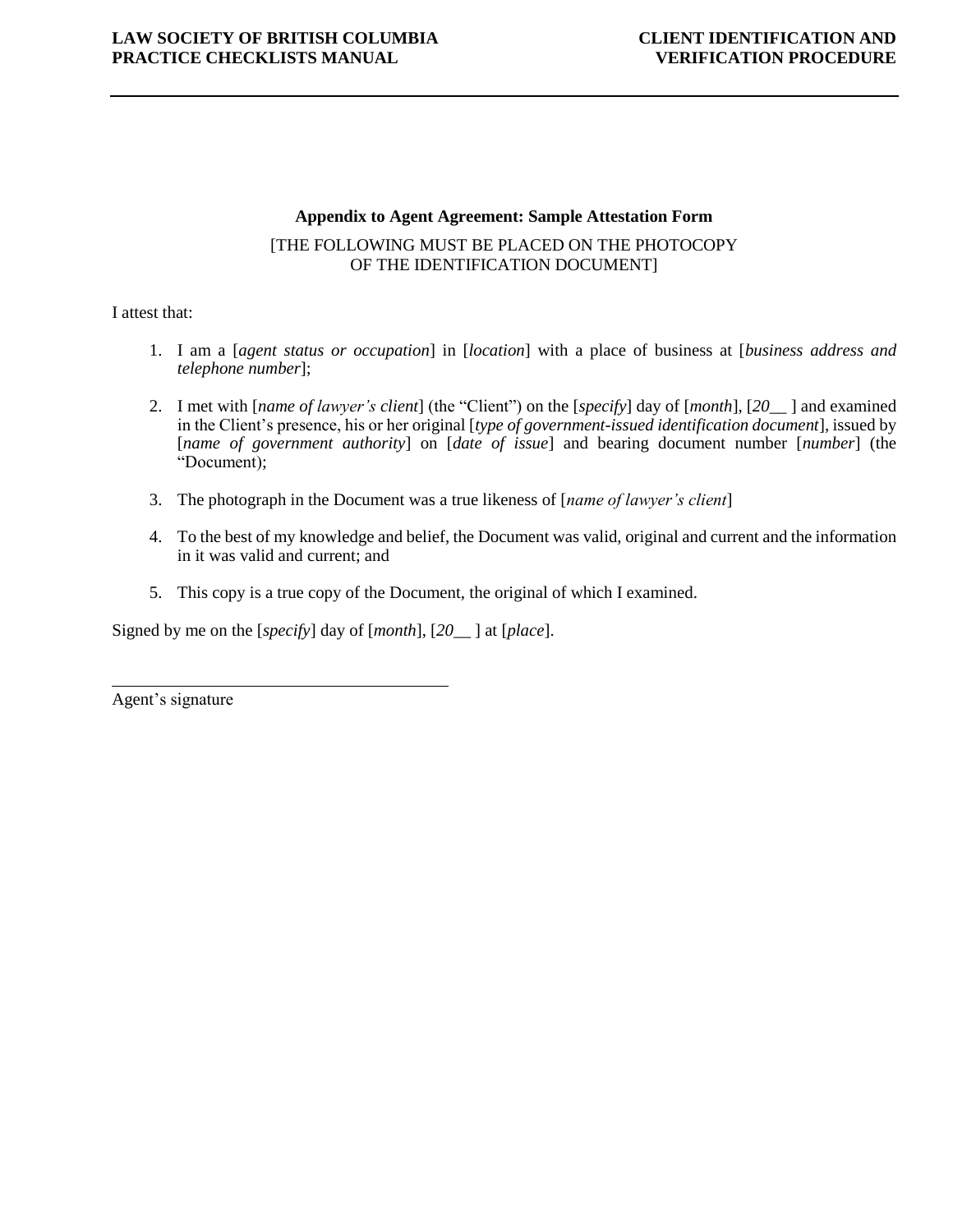**Appendix to Agent Agreement: Sample Attestation Form**

[THE FOLLOWING MUST BE PLACED ON THE PHOTOCOPY OF THE IDENTIFICATION DOCUMENT]

I attest that:

1. I am a [*agent status or occupation*] in [*location*] with a place of business at [*business address and telephone number*];

2. I met with [*name of lawyer's client*] (the "Client") on the [*specify*] day of [*month*], [*20__* ] and examined in the Client's presence, his or her original [*type of government-issued identification document*], issued by [*name of government authority*] on [*date of issue*] and bearing document number [*number*] (the "Document);

3. The photograph in the Document was a true likeness of [*name of lawyer's client*]

4. To the best of my knowledge and belief, the Document was valid, original and current and the information in it was valid and current; and

5. This copy is a true copy of the Document, the original of which I examined.

Signed by me on the [*specify*] day of [*month*], [*20__* ] at [*place*].

\_\_\_\_\_\_\_\_\_\_\_\_\_\_\_\_\_\_\_\_\_\_\_\_\_\_\_\_\_\_\_\_\_\_\_\_\_\_\_\_

Agent's signature